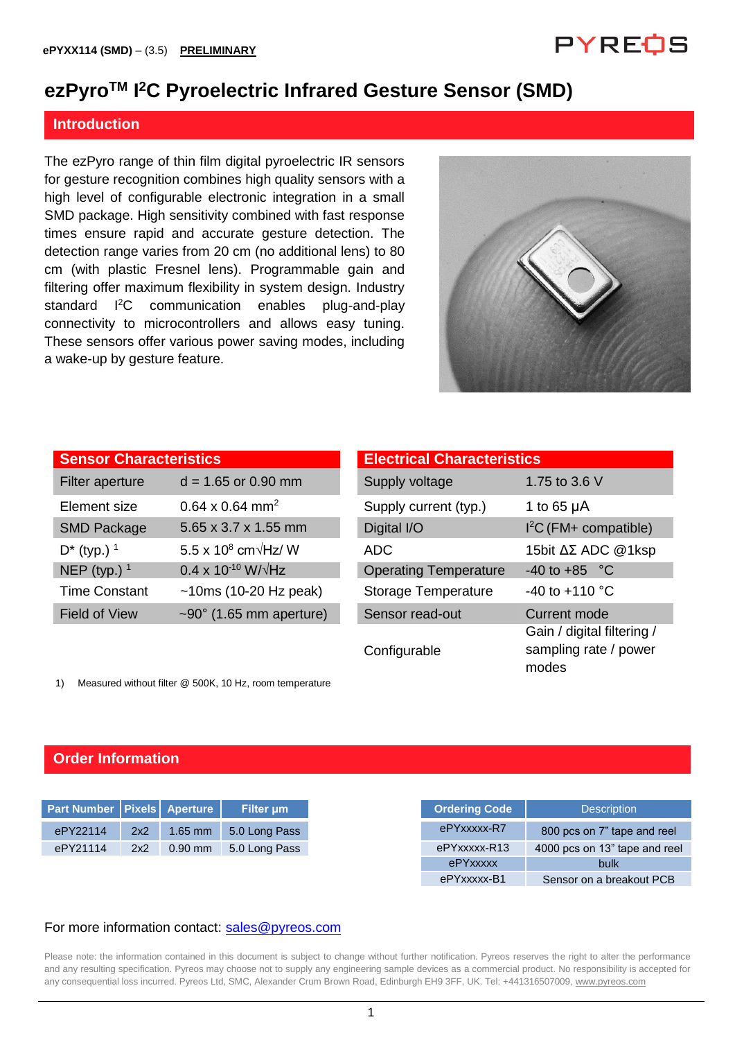ePYXX114 (SMD) – (3.5) **PRELIMINARY**

# ezPyro™ I²C Pyroelectric Infrared Gesture Sensor (SMD)

## Introduction

The ezPyro range of thin film digital pyroelectric IR sensors for gesture recognition combines high quality sensors with a high level of configurable electronic integration in a small SMD package. High sensitivity combined with fast response times ensure rapid and accurate gesture detection. The detection range varies from 20 cm (no additional lens) to 80 cm (with plastic Fresnel lens). Programmable gain and filtering offer maximum flexibility in system design. Industry standard I²C communication enables plug-and-play connectivity to microcontrollers and allows easy tuning. These sensors offer various power saving modes, including a wake-up by gesture feature.

| Sensor Characteristics | |
|---|---|
| Filter aperture | d = 1.65 or 0.90 mm |
| Element size | 0.64 x 0.64 mm$^2$ |
| SMD Package | 5.65 x 3.7 x 1.55 mm |
| D* (typ.) [1] | 5.5 x $10^8$ cm√Hz/ W |
| NEP (typ.) [1] | 0.4 x $10^{-10}$ W/√Hz |
| Time Constant | ~10ms (10-20 Hz peak) |
| Field of View | ~90° (1.65 mm aperture) |

1) Measured without filter @ 500K, 10 Hz, room temperature

| Electrical Characteristics | |
|---|---|
| Supply voltage | 1.75 to 3.6 V |
| Supply current (typ.) | 1 to 65 µA |
| Digital I/O | I²C (FM+ compatible) |
| ADC | 15bit ΔΣ ADC @1ksp |
| Operating Temperature | -40 to +85 °C |
| Storage Temperature | -40 to +110 °C |
| Sensor read-out | Current mode |
| Configurable | Gain / digital filtering / sampling rate / power modes |

## Order Information

| Part Number | Pixels | Aperture | Filter µm |
|---|---|---|---|
| ePY22114 | 2x2 | 1.65 mm | 5.0 Long Pass |
| ePY21114 | 2x2 | 0.90 mm | 5.0 Long Pass |

| Ordering Code | Description |
|---|---|
| ePYxxxxx-R7 | 800 pcs on 7" tape and reel |
| ePYxxxxx-R13 | 4000 pcs on 13" tape and reel |
| ePYxxxxx | bulk |
| ePYxxxxx-B1 | Sensor on a breakout PCB |

For more information contact: sales@pyreos.com

Please note: the information contained in this document is subject to change without further notification. Pyreos reserves the right to alter the performance and any resulting specification. Pyreos may choose not to supply any engineering sample devices as a commercial product. No responsibility is accepted for any consequential loss incurred. Pyreos Ltd, SMC, Alexander Crum Brown Road, Edinburgh EH9 3FF, UK. Tel: +441316507009, www.pyreos.com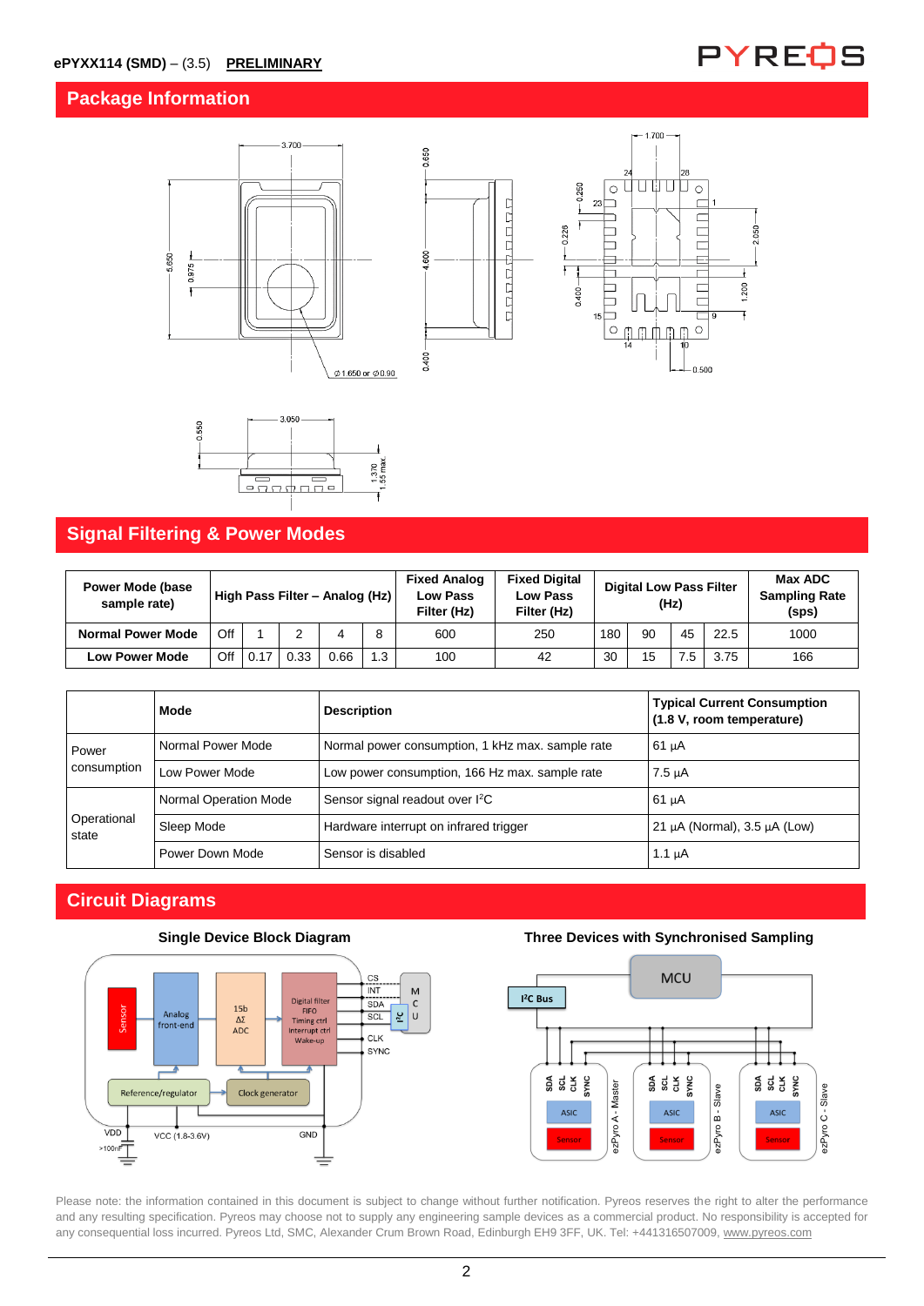## Package Information

## Signal Filtering & Power Modes

| Power Mode (base sample rate) | High Pass Filter – Analog (Hz) | | | | | Fixed Analog Low Pass Filter (Hz) | Fixed Digital Low Pass Filter (Hz) | Digital Low Pass Filter (Hz) | | | | Max ADC Sampling Rate (sps) |
|---|---|---|---|---|---|---|---|---|---|---|---|---|
| **Normal Power Mode** | Off | 1 | 2 | 4 | 8 | 600 | 250 | 180 | 90 | 45 | 22.5 | 1000 |
| **Low Power Mode** | Off | 0.17 | 0.33 | 0.66 | 1.3 | 100 | 42 | 30 | 15 | 7.5 | 3.75 | 166 |

| | Mode | Description | Typical Current Consumption (1.8 V, room temperature) |
|---|---|---|---|
| Power consumption | Normal Power Mode | Normal power consumption, 1 kHz max. sample rate | 61 µA |
| | Low Power Mode | Low power consumption, 166 Hz max. sample rate | 7.5 µA |
| Operational state | Normal Operation Mode | Sensor signal readout over I²C | 61 µA |
| | Sleep Mode | Hardware interrupt on infrared trigger | 21 µA (Normal), 3.5 µA (Low) |
| | Power Down Mode | Sensor is disabled | 1.1 µA |

## Circuit Diagrams

**Single Device Block Diagram**

**Three Devices with Synchronised Sampling**

Please note: the information contained in this document is subject to change without further notification. Pyreos reserves the right to alter the performance and any resulting specification. Pyreos may choose not to supply any engineering sample devices as a commercial product. No responsibility is accepted for any consequential loss incurred. Pyreos Ltd, SMC, Alexander Crum Brown Road, Edinburgh EH9 3FF, UK. Tel: +441316507009, www.pyreos.com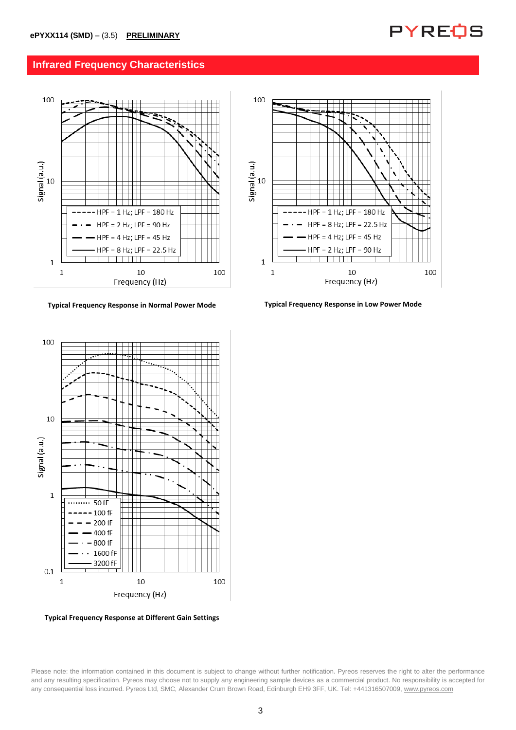## Infrared Frequency Characteristics

Signal (a.u.)

HPF = 1 Hz; LPF = 180 Hz
HPF = 2 Hz; LPF = 90 Hz
HPF = 4 Hz; LPF = 45 Hz
HPF = 8 Hz; LPF = 22.5 Hz

Frequency (Hz)

**Typical Frequency Response in Normal Power Mode**

Signal (a.u.)

HPF = 1 Hz; LPF = 180 Hz
HPF = 8 Hz; LPF = 22.5 Hz
HPF = 4 Hz; LPF = 45 Hz
HPF = 2 Hz; LPF = 90 Hz

Frequency (Hz)

**Typical Frequency Response in Low Power Mode**

Signal (a.u.)

50 fF
100 fF
200 fF
400 fF
800 fF
1600 fF
3200 fF

Frequency (Hz)

**Typical Frequency Response at Different Gain Settings**

Please note: the information contained in this document is subject to change without further notification. Pyreos reserves the right to alter the performance and any resulting specification. Pyreos may choose not to supply any engineering sample devices as a commercial product. No responsibility is accepted for any consequential loss incurred. Pyreos Ltd, SMC, Alexander Crum Brown Road, Edinburgh EH9 3FF, UK. Tel: +441316507009, www.pyreos.com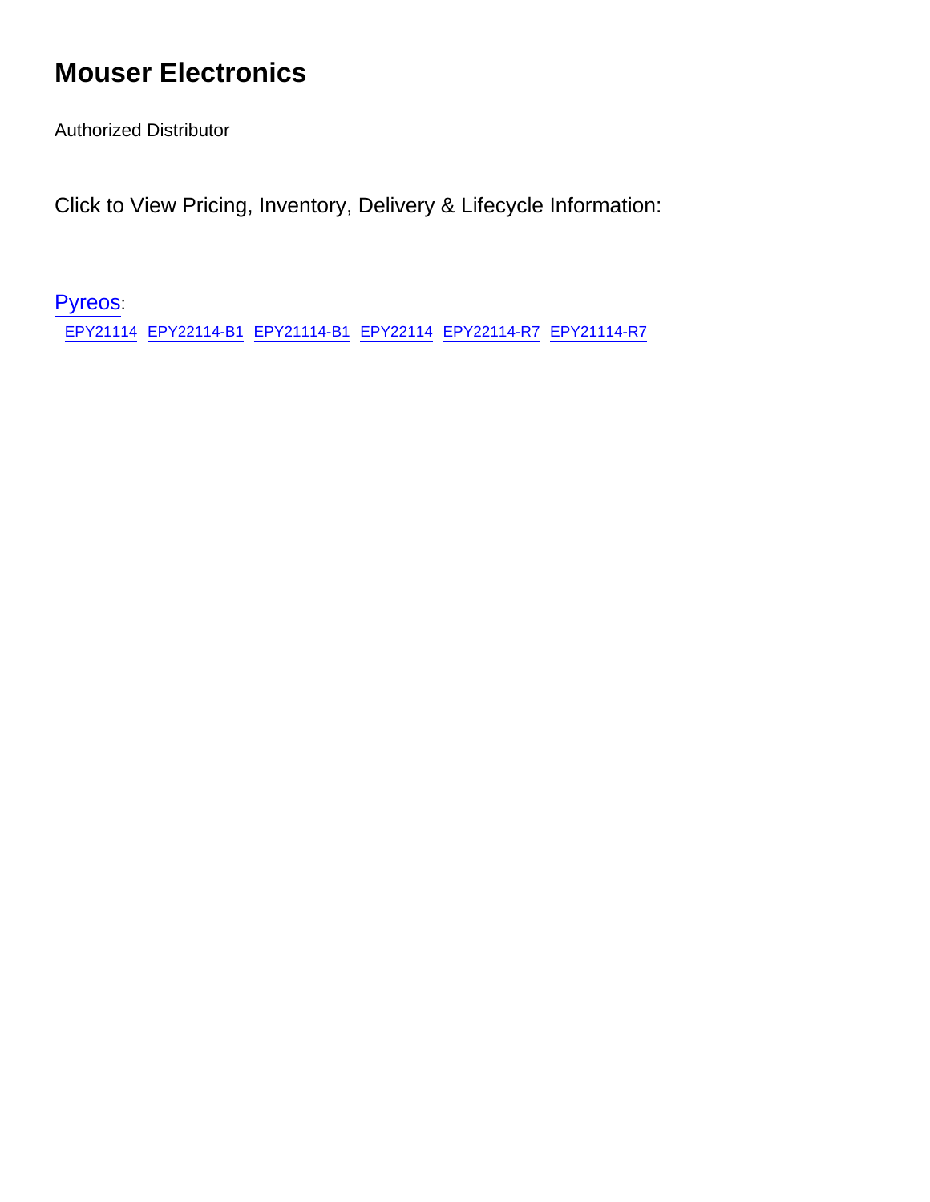# Mouser Electronics

Authorized Distributor

Click to View Pricing, Inventory, Delivery & Lifecycle Information:

Pyreos:

EPY21114 EPY22114-B1 EPY21114-B1 EPY22114 EPY22114-R7 EPY21114-R7